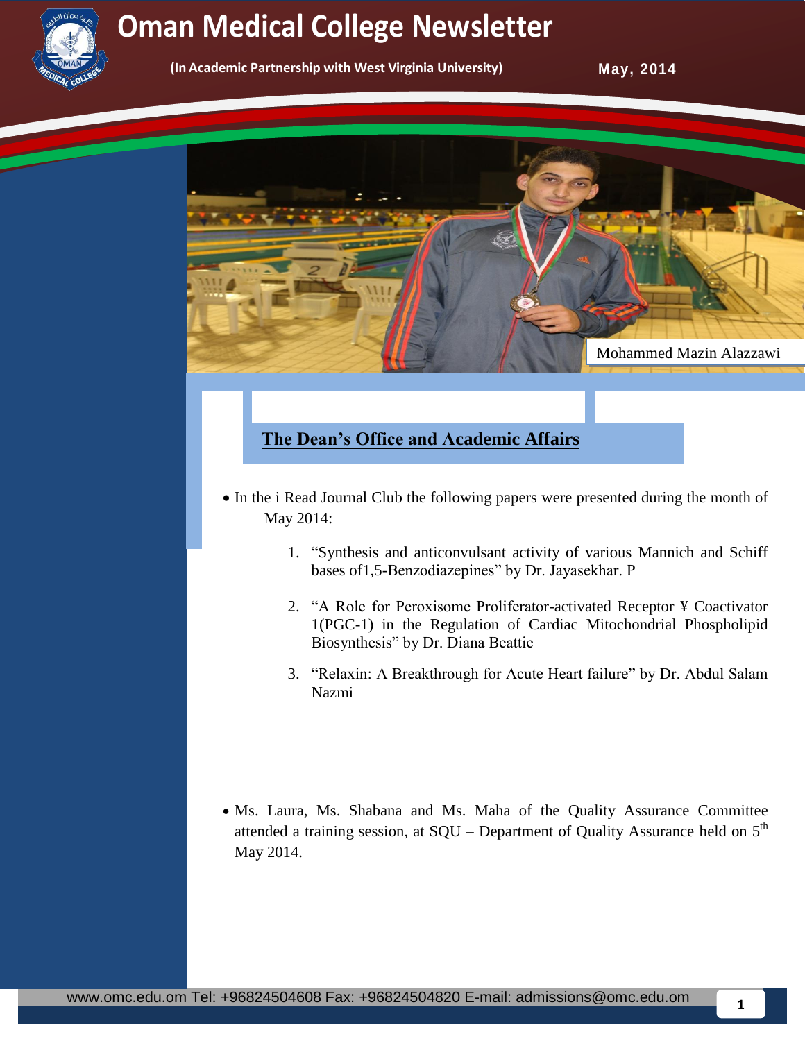# Oman Medical College Newsletter

(In Academic Partnership with West Virginia University)

May, 2014

Mohammed Mazin Alazzawi

## The Dean's Office and Academic Affairs

- In the i Read Journal Club the following papers were presented during the month of May 2014:

    1. "Synthesis and anticonvulsant activity of various Mannich and Schiff bases of1,5-Benzodiazepines" by Dr. Jayasekhar. P
    2. "A Role for Peroxisome Proliferator-activated Receptor ¥ Coactivator 1(PGC-1) in the Regulation of Cardiac Mitochondrial Phospholipid Biosynthesis" by Dr. Diana Beattie
    3. "Relaxin: A Breakthrough for Acute Heart failure" by Dr. Abdul Salam Nazmi

- Ms. Laura, Ms. Shabana and Ms. Maha of the Quality Assurance Committee attended a training session, at SQU – Department of Quality Assurance held on 5th May 2014.

www.omc.edu.om Tel: +96824504608 Fax: +96824504820 E-mail: admissions@omc.edu.om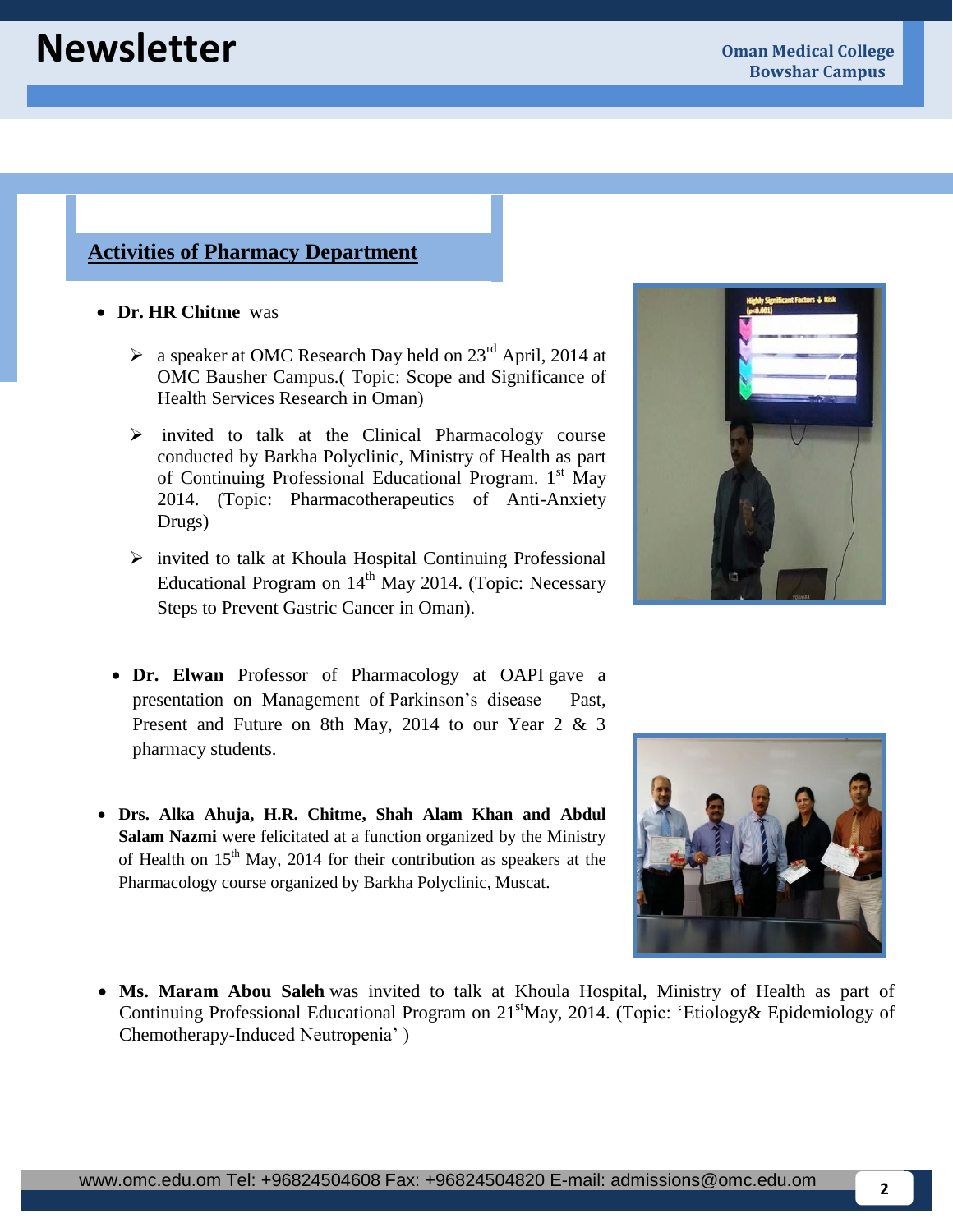## Activities of Pharmacy Department

- **Dr. HR Chitme** was
  - a speaker at OMC Research Day held on 23rd April, 2014 at OMC Bausher Campus.( Topic: Scope and Significance of Health Services Research in Oman)
  - invited to talk at the Clinical Pharmacology course conducted by Barkha Polyclinic, Ministry of Health as part of Continuing Professional Educational Program. 1st May 2014. (Topic: Pharmacotherapeutics of Anti-Anxiety Drugs)
  - invited to talk at Khoula Hospital Continuing Professional Educational Program on 14th May 2014. (Topic: Necessary Steps to Prevent Gastric Cancer in Oman).

- **Dr. Elwan** Professor of Pharmacology at OAPI gave a presentation on Management of Parkinson's disease – Past, Present and Future on 8th May, 2014 to our Year 2 & 3 pharmacy students.

- **Drs. Alka Ahuja, H.R. Chitme, Shah Alam Khan and Abdul Salam Nazmi** were felicitated at a function organized by the Ministry of Health on 15th May, 2014 for their contribution as speakers at the Pharmacology course organized by Barkha Polyclinic, Muscat.

- **Ms. Maram Abou Saleh** was invited to talk at Khoula Hospital, Ministry of Health as part of Continuing Professional Educational Program on 21st May, 2014. (Topic: 'Etiology& Epidemiology of Chemotherapy-Induced Neutropenia' )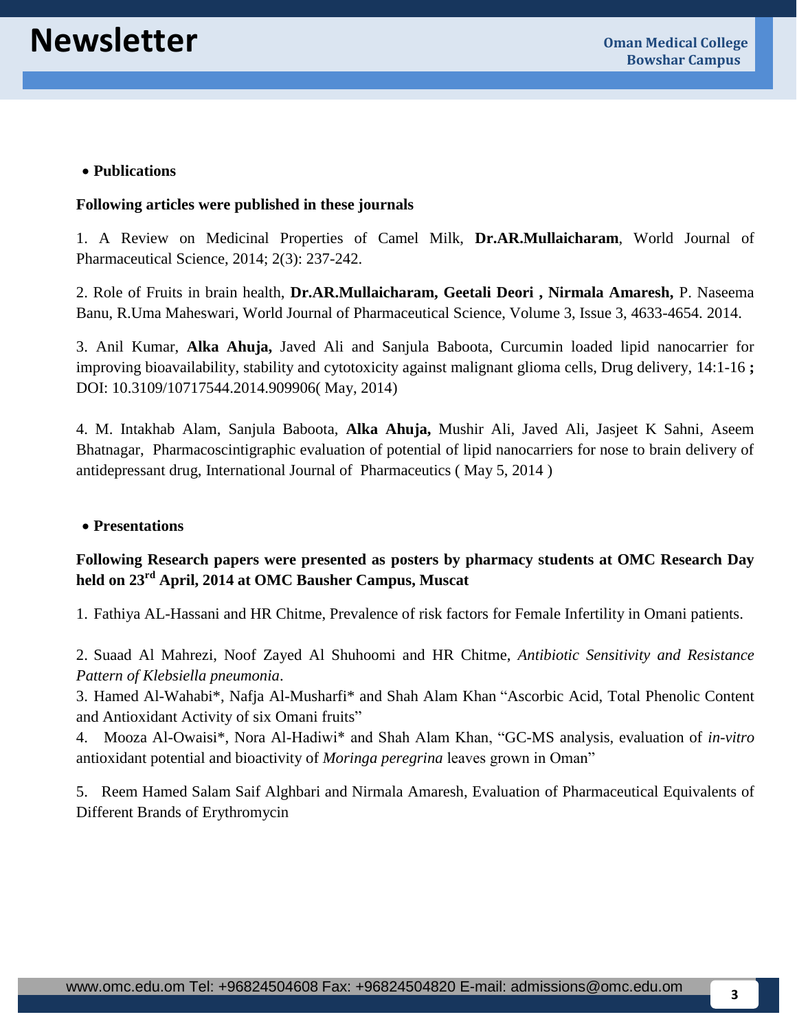- **Publications**

**Following articles were published in these journals**

1. A Review on Medicinal Properties of Camel Milk, **Dr.AR.Mullaicharam**, World Journal of Pharmaceutical Science, 2014; 2(3): 237-242.

2. Role of Fruits in brain health, **Dr.AR.Mullaicharam, Geetali Deori , Nirmala Amaresh,** P. Naseema Banu, R.Uma Maheswari, World Journal of Pharmaceutical Science, Volume 3, Issue 3, 4633-4654. 2014.

3. Anil Kumar, **Alka Ahuja,** Javed Ali and Sanjula Baboota, Curcumin loaded lipid nanocarrier for improving bioavailability, stability and cytotoxicity against malignant glioma cells, Drug delivery, 14:1-16 **;** DOI: 10.3109/10717544.2014.909906( May, 2014)

4. M. Intakhab Alam, Sanjula Baboota, **Alka Ahuja,** Mushir Ali, Javed Ali, Jasjeet K Sahni, Aseem Bhatnagar, Pharmacoscintigraphic evaluation of potential of lipid nanocarriers for nose to brain delivery of antidepressant drug, International Journal of Pharmaceutics ( May 5, 2014 )

- **Presentations**

**Following Research papers were presented as posters by pharmacy students at OMC Research Day held on 23rd April, 2014 at OMC Bausher Campus, Muscat**

1. Fathiya AL-Hassani and HR Chitme, Prevalence of risk factors for Female Infertility in Omani patients.

2. Suaad Al Mahrezi, Noof Zayed Al Shuhoomi and HR Chitme, *Antibiotic Sensitivity and Resistance Pattern of Klebsiella pneumonia*.

3. Hamed Al-Wahabi*, Nafja Al-Musharfi* and Shah Alam Khan "Ascorbic Acid, Total Phenolic Content and Antioxidant Activity of six Omani fruits"

4. Mooza Al-Owaisi*, Nora Al-Hadiwi* and Shah Alam Khan, "GC-MS analysis, evaluation of *in-vitro* antioxidant potential and bioactivity of *Moringa peregrina* leaves grown in Oman"

5. Reem Hamed Salam Saif Alghbari and Nirmala Amaresh, Evaluation of Pharmaceutical Equivalents of Different Brands of Erythromycin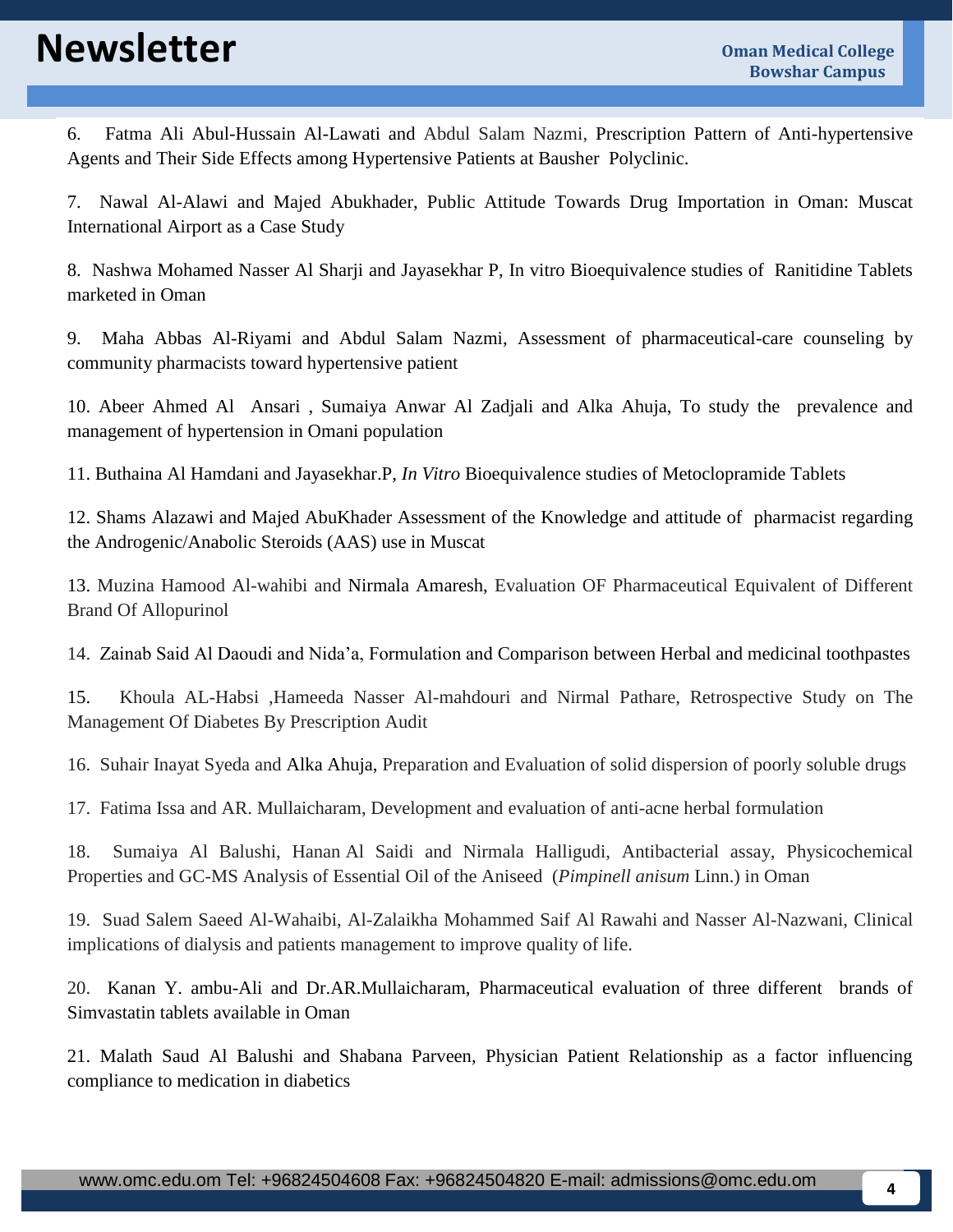6. Fatma Ali Abul-Hussain Al-Lawati and Abdul Salam Nazmi, Prescription Pattern of Anti-hypertensive Agents and Their Side Effects among Hypertensive Patients at Bausher Polyclinic.

7. Nawal Al-Alawi and Majed Abukhader, Public Attitude Towards Drug Importation in Oman: Muscat International Airport as a Case Study

8. Nashwa Mohamed Nasser Al Sharji and Jayasekhar P, In vitro Bioequivalence studies of Ranitidine Tablets marketed in Oman

9. Maha Abbas Al-Riyami and Abdul Salam Nazmi, Assessment of pharmaceutical-care counseling by community pharmacists toward hypertensive patient

10. Abeer Ahmed Al Ansari , Sumaiya Anwar Al Zadjali and Alka Ahuja, To study the prevalence and management of hypertension in Omani population

11. Buthaina Al Hamdani and Jayasekhar.P, *In Vitro* Bioequivalence studies of Metoclopramide Tablets

12. Shams Alazawi and Majed AbuKhader Assessment of the Knowledge and attitude of pharmacist regarding the Androgenic/Anabolic Steroids (AAS) use in Muscat

13. Muzina Hamood Al-wahibi and Nirmala Amaresh, Evaluation OF Pharmaceutical Equivalent of Different Brand Of Allopurinol

14. Zainab Said Al Daoudi and Nida'a, Formulation and Comparison between Herbal and medicinal toothpastes

15. Khoula AL-Habsi ,Hameeda Nasser Al-mahdouri and Nirmal Pathare, Retrospective Study on The Management Of Diabetes By Prescription Audit

16. Suhair Inayat Syeda and Alka Ahuja, Preparation and Evaluation of solid dispersion of poorly soluble drugs

17. Fatima Issa and AR. Mullaicharam, Development and evaluation of anti-acne herbal formulation

18. Sumaiya Al Balushi, Hanan Al Saidi and Nirmala Halligudi, Antibacterial assay, Physicochemical Properties and GC-MS Analysis of Essential Oil of the Aniseed (*Pimpinell anisum* Linn.) in Oman

19. Suad Salem Saeed Al-Wahaibi, Al-Zalaikha Mohammed Saif Al Rawahi and Nasser Al-Nazwani, Clinical implications of dialysis and patients management to improve quality of life.

20. Kanan Y. ambu-Ali and Dr.AR.Mullaicharam, Pharmaceutical evaluation of three different brands of Simvastatin tablets available in Oman

21. Malath Saud Al Balushi and Shabana Parveen, Physician Patient Relationship as a factor influencing compliance to medication in diabetics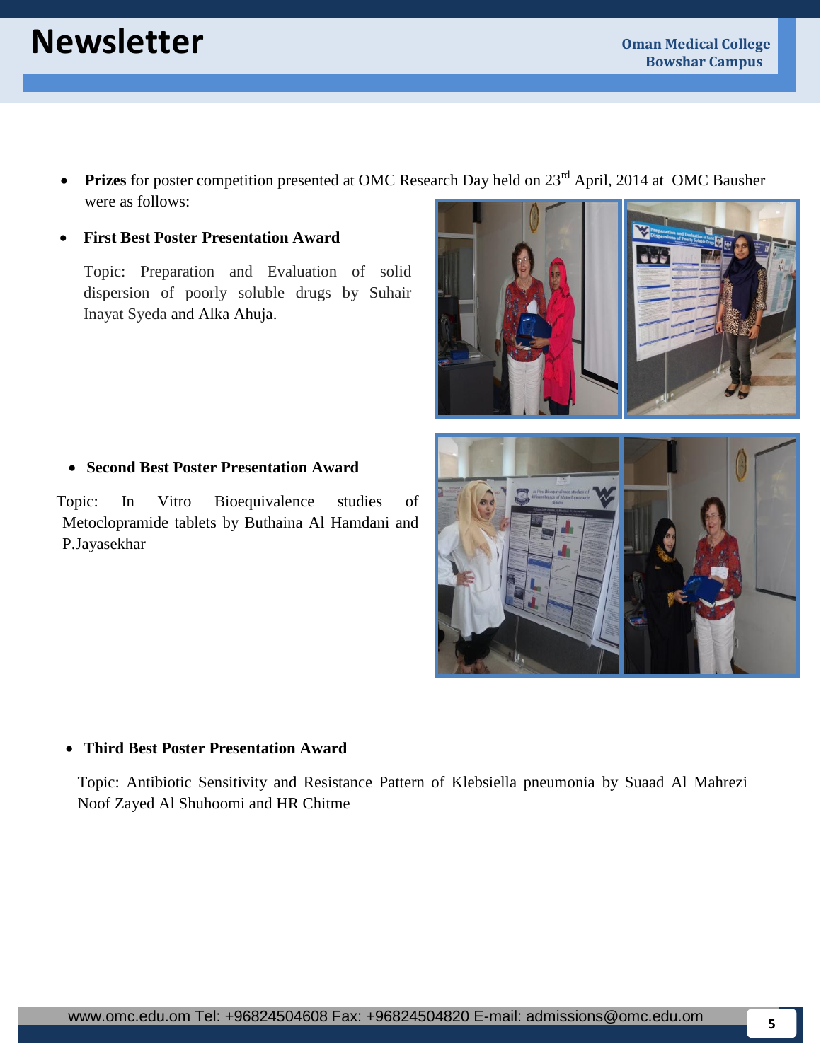- **Prizes** for poster competition presented at OMC Research Day held on 23rd April, 2014 at OMC Bausher were as follows:

- **First Best Poster Presentation Award**

  Topic: Preparation and Evaluation of solid dispersion of poorly soluble drugs by Suhair Inayat Syeda and Alka Ahuja.

- **Second Best Poster Presentation Award**

  Topic: In Vitro Bioequivalence studies of Metoclopramide tablets by Buthaina Al Hamdani and P.Jayasekhar

- **Third Best Poster Presentation Award**

  Topic: Antibiotic Sensitivity and Resistance Pattern of Klebsiella pneumonia by Suaad Al Mahrezi Noof Zayed Al Shuhoomi and HR Chitme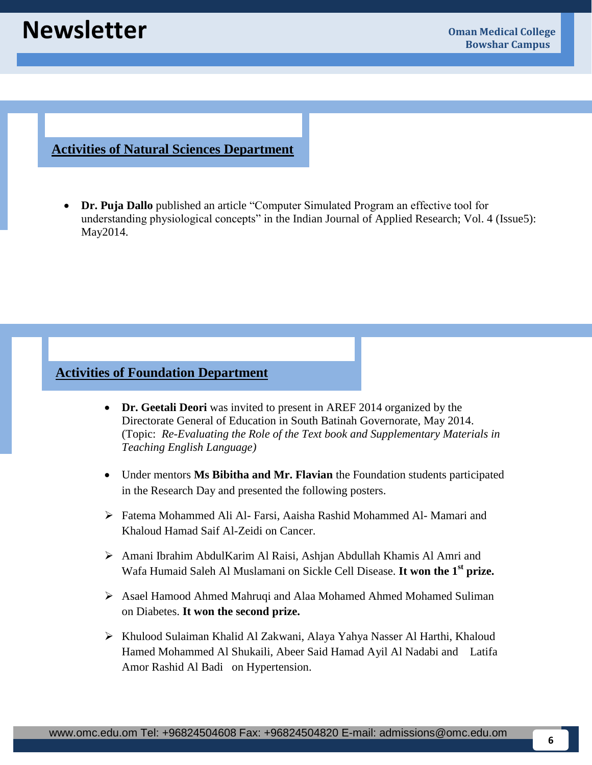## Activities of Natural Sciences Department

- **Dr. Puja Dallo** published an article “Computer Simulated Program an effective tool for understanding physiological concepts” in the Indian Journal of Applied Research; Vol. 4 (Issue5): May2014.

## Activities of Foundation Department

- **Dr. Geetali Deori** was invited to present in AREF 2014 organized by the Directorate General of Education in South Batinah Governorate, May 2014. (Topic: *Re-Evaluating the Role of the Text book and Supplementary Materials in Teaching English Language)*

- Under mentors **Ms Bibitha and Mr. Flavian** the Foundation students participated in the Research Day and presented the following posters.

  - Fatema Mohammed Ali Al- Farsi, Aaisha Rashid Mohammed Al- Mamari and Khaloud Hamad Saif Al-Zeidi on Cancer.
  - Amani Ibrahim AbdulKarim Al Raisi, Ashjan Abdullah Khamis Al Amri and Wafa Humaid Saleh Al Muslamani on Sickle Cell Disease. **It won the 1st prize.**
  - Asael Hamood Ahmed Mahruqi and Alaa Mohamed Ahmed Mohamed Suliman on Diabetes. **It won the second prize.**
  - Khulood Sulaiman Khalid Al Zakwani, Alaya Yahya Nasser Al Harthi, Khaloud Hamed Mohammed Al Shukaili, Abeer Said Hamad Ayil Al Nadabi and Latifa Amor Rashid Al Badi on Hypertension.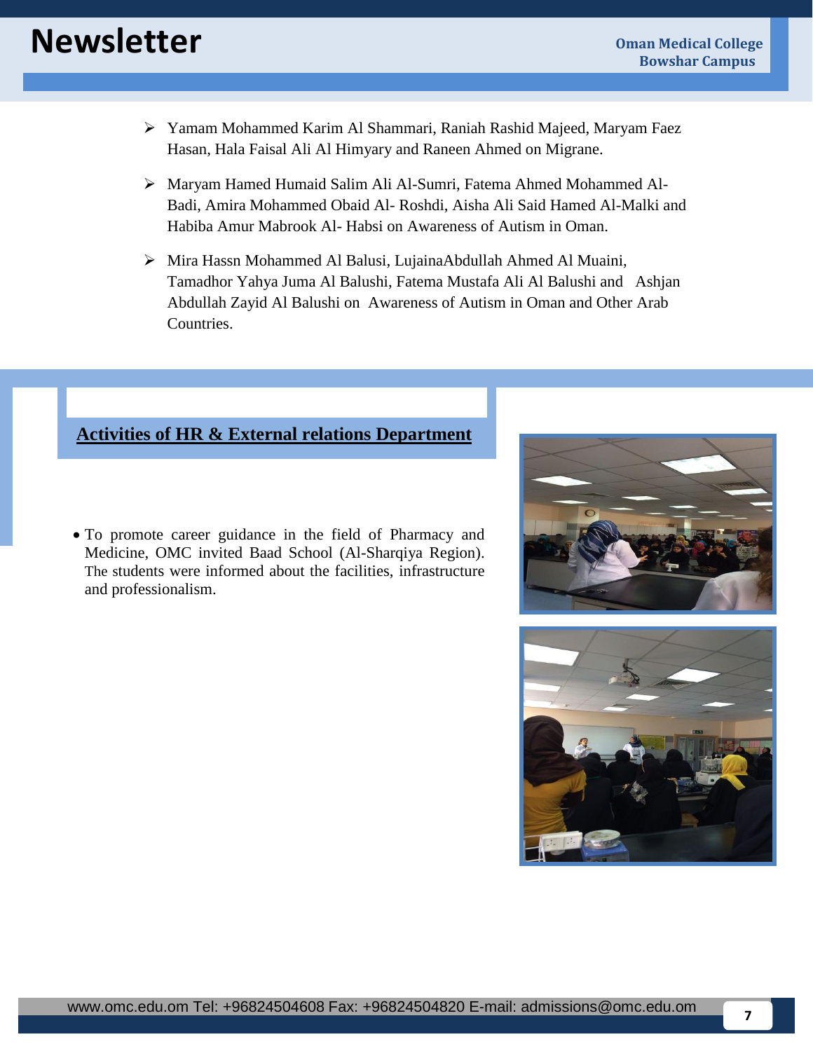- Yamam Mohammed Karim Al Shammari, Raniah Rashid Majeed, Maryam Faez Hasan, Hala Faisal Ali Al Himyary and Raneen Ahmed on Migrane.
- Maryam Hamed Humaid Salim Ali Al-Sumri, Fatema Ahmed Mohammed Al-Badi, Amira Mohammed Obaid Al- Roshdi, Aisha Ali Said Hamed Al-Malki and Habiba Amur Mabrook Al- Habsi on Awareness of Autism in Oman.
- Mira Hassn Mohammed Al Balusi, LujainaAbdullah Ahmed Al Muaini, Tamadhor Yahya Juma Al Balushi, Fatema Mustafa Ali Al Balushi and Ashjan Abdullah Zayid Al Balushi on Awareness of Autism in Oman and Other Arab Countries.

## Activities of HR & External relations Department

- To promote career guidance in the field of Pharmacy and Medicine, OMC invited Baad School (Al-Sharqiya Region). The students were informed about the facilities, infrastructure and professionalism.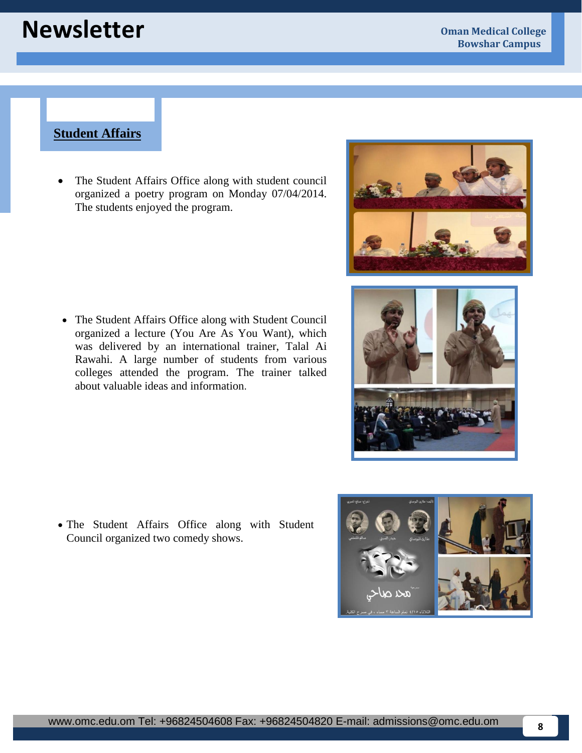## Student Affairs

- The Student Affairs Office along with student council organized a poetry program on Monday 07/04/2014. The students enjoyed the program.

- The Student Affairs Office along with Student Council organized a lecture (You Are As You Want), which was delivered by an international trainer, Talal Ai Rawahi. A large number of students from various colleges attended the program. The trainer talked about valuable ideas and information.

- The Student Affairs Office along with Student Council organized two comedy shows.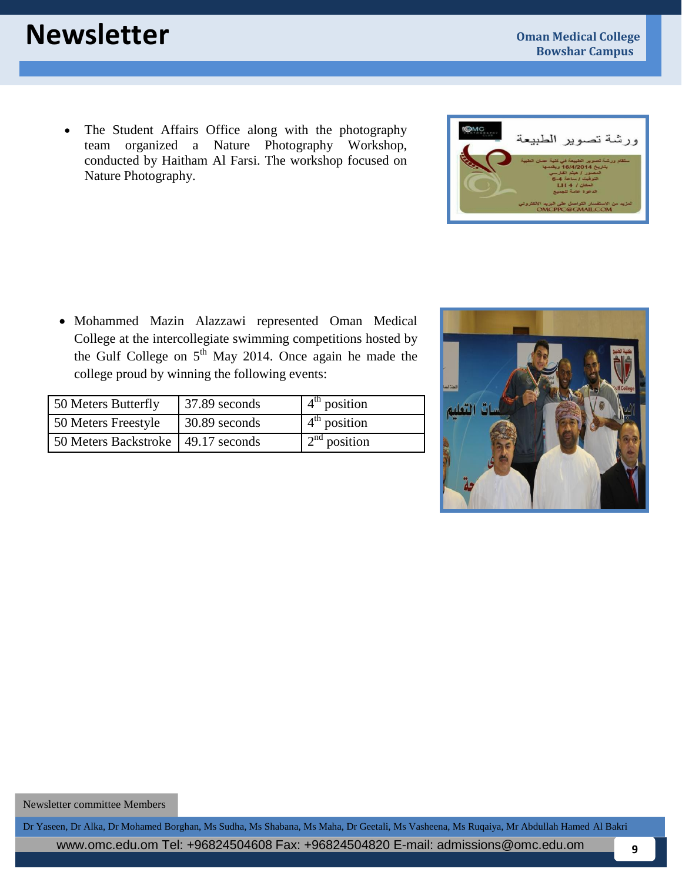- The Student Affairs Office along with the photography team organized a Nature Photography Workshop, conducted by Haitham Al Farsi. The workshop focused on Nature Photography.

- Mohammed Mazin Alazzawi represented Oman Medical College at the intercollegiate swimming competitions hosted by the Gulf College on 5th May 2014. Once again he made the college proud by winning the following events:

| | | |
|---|---|---|
| 50 Meters Butterfly | 37.89 seconds | 4th position |
| 50 Meters Freestyle | 30.89 seconds | 4th position |
| 50 Meters Backstroke | 49.17 seconds | 2nd position |

Newsletter committee Members

Dr Yaseen, Dr Alka, Dr Mohamed Borghan, Ms Sudha, Ms Shabana, Ms Maha, Dr Geetali, Ms Vasheena, Ms Ruqaiya, Mr Abdullah Hamed Al Bakri